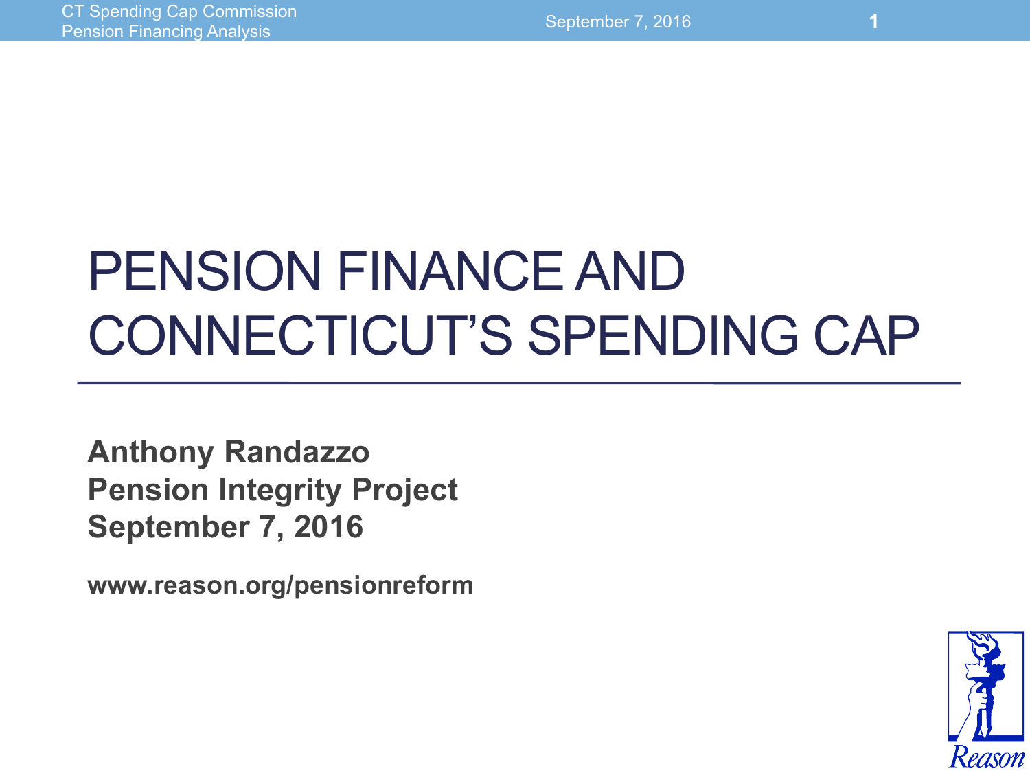# PENSION FINANCE AND CONNECTICUT'S SPENDING CAP

**Anthony Randazzo**
**Pension Integrity Project**
**September 7, 2016**

**www.reason.org/pensionreform**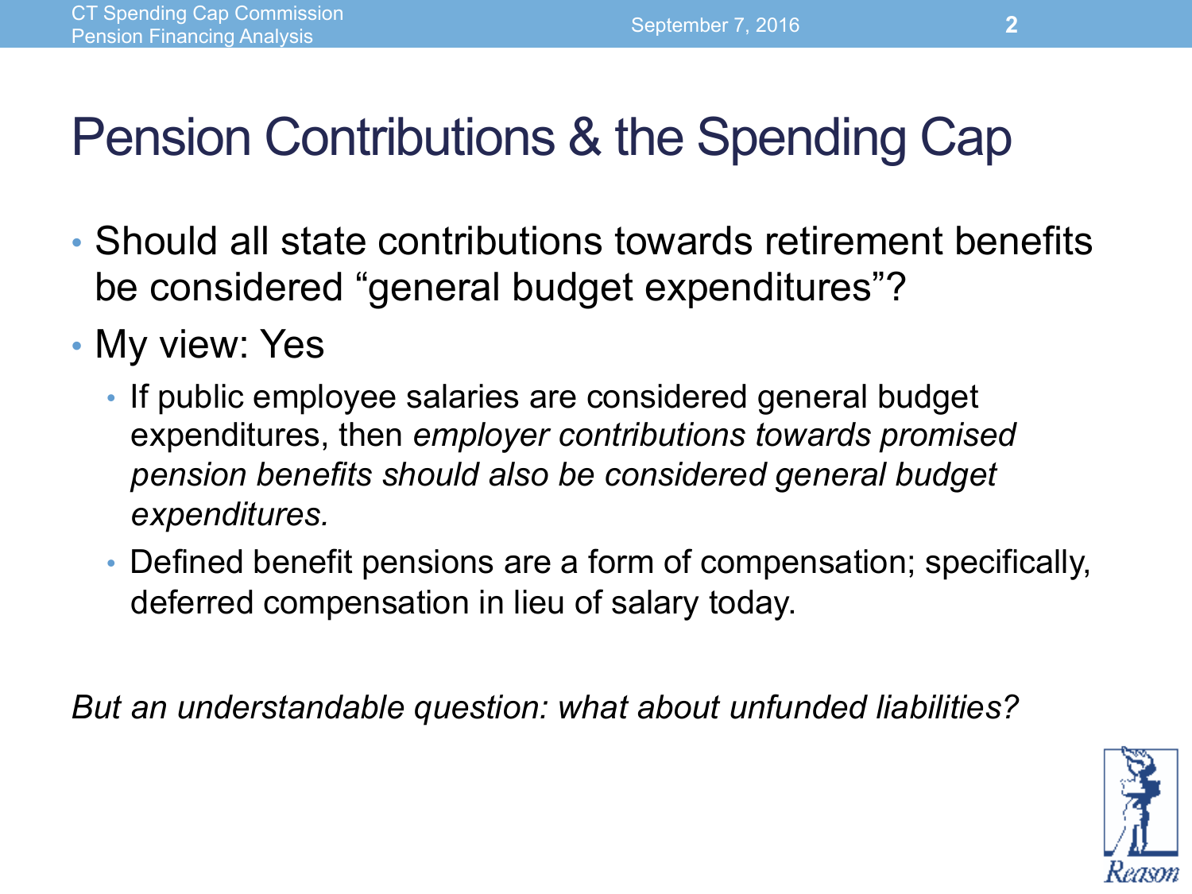# Pension Contributions & the Spending Cap

- Should all state contributions towards retirement benefits be considered "general budget expenditures"?
- My view: Yes
  - If public employee salaries are considered general budget expenditures, then *employer contributions towards promised pension benefits should also be considered general budget expenditures.*
  - Defined benefit pensions are a form of compensation; specifically, deferred compensation in lieu of salary today.

*But an understandable question: what about unfunded liabilities?*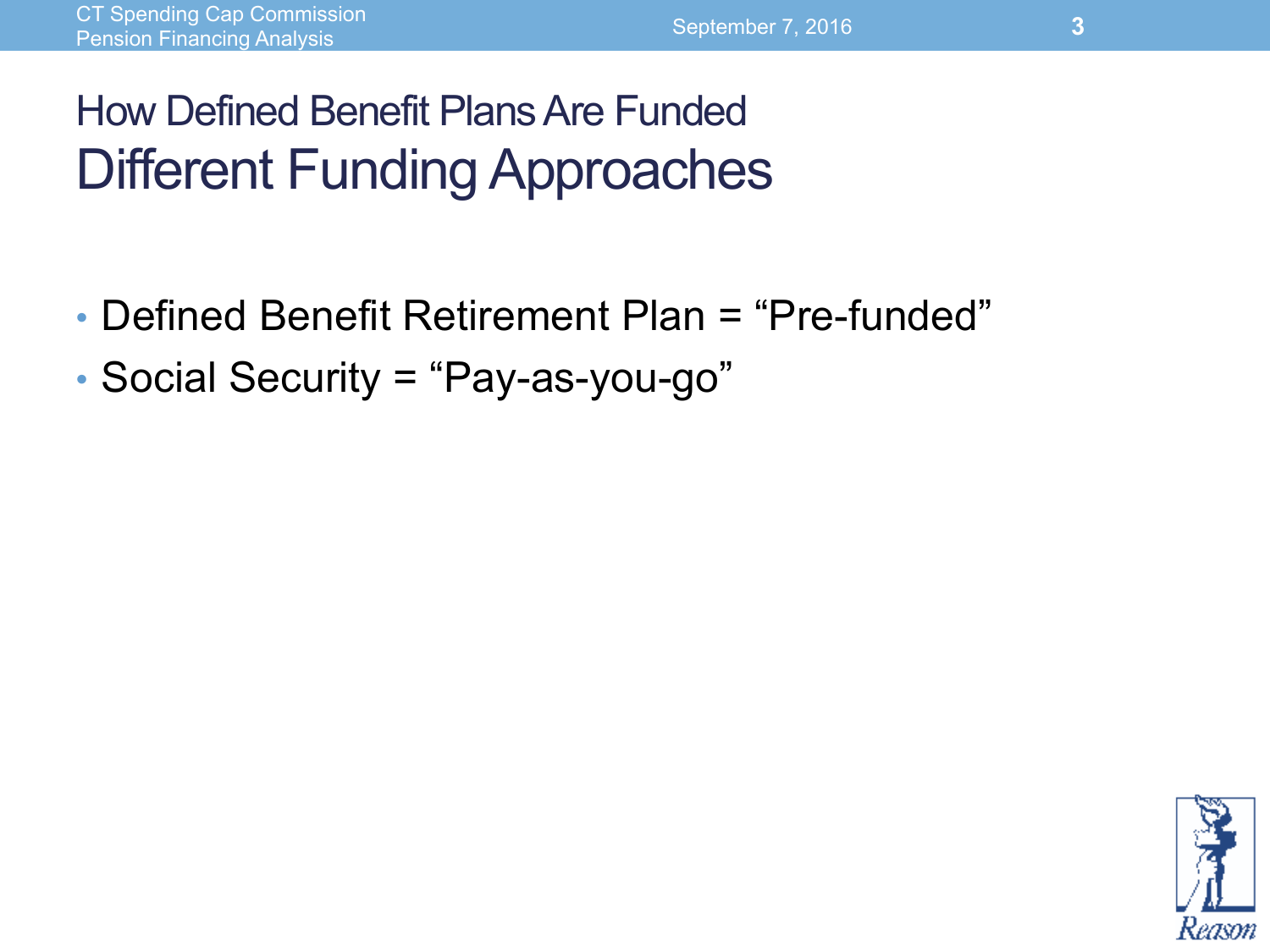## How Defined Benefit Plans Are Funded

# Different Funding Approaches

- Defined Benefit Retirement Plan = “Pre-funded”
- Social Security = “Pay-as-you-go”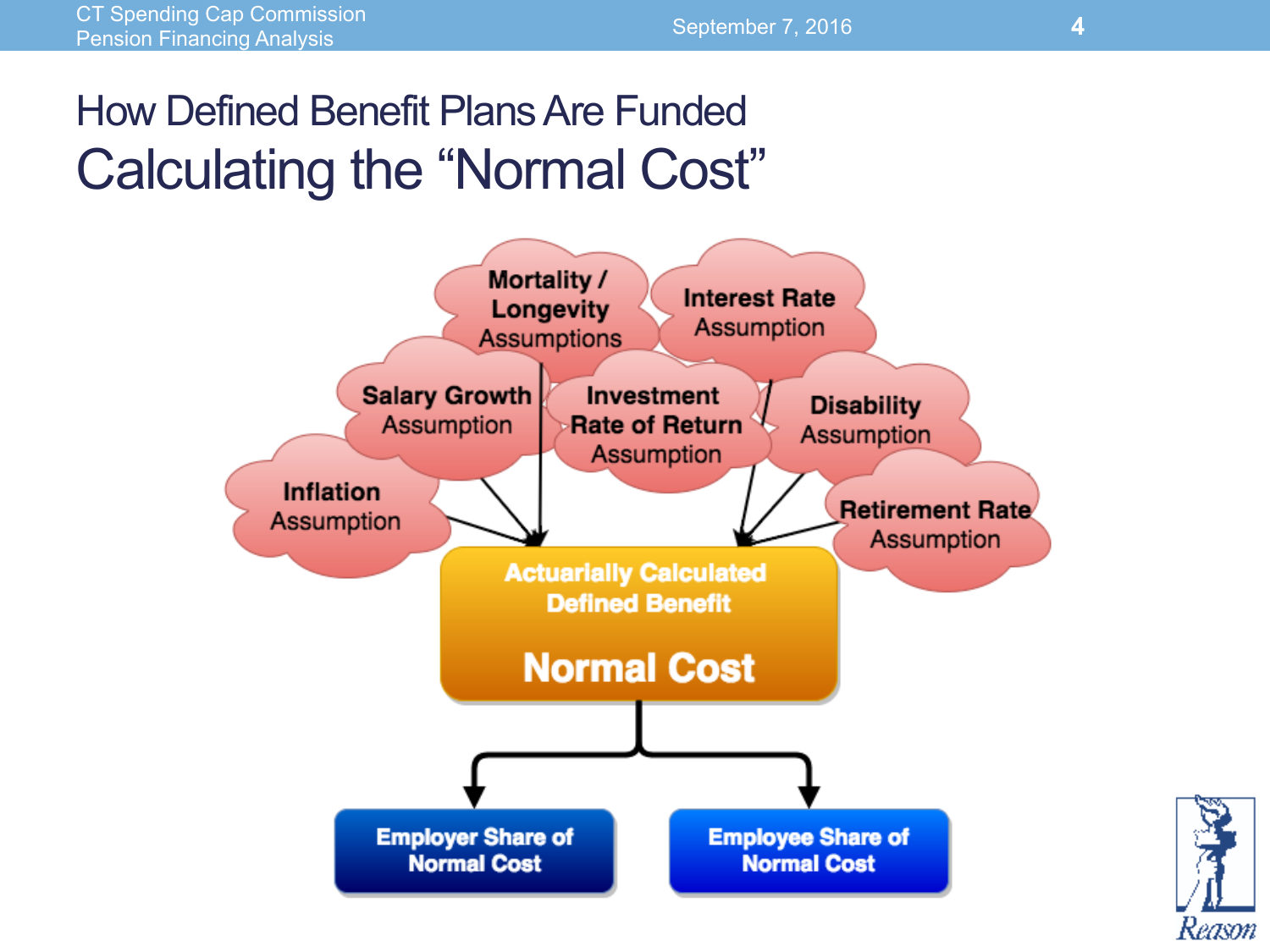# How Defined Benefit Plans Are Funded

## Calculating the "Normal Cost"

- **Mortality / Longevity** Assumptions
- **Interest Rate** Assumption
- **Salary Growth** Assumption
- **Investment Rate of Return** Assumption
- **Disability** Assumption
- **Inflation** Assumption
- **Retirement Rate** Assumption

**Actuarially Calculated Defined Benefit**

**Normal Cost**

- **Employer Share of Normal Cost**
- **Employee Share of Normal Cost**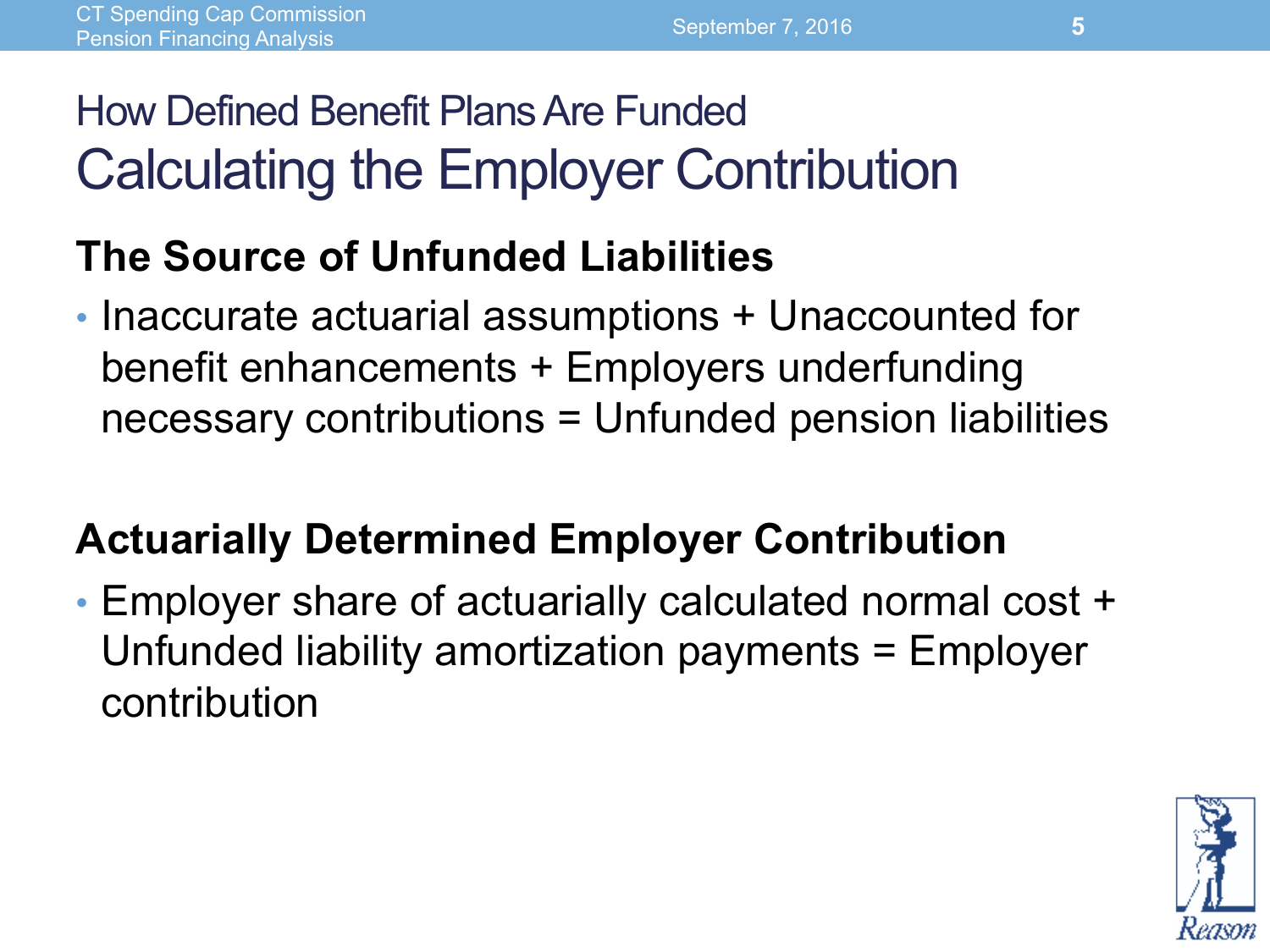## How Defined Benefit Plans Are Funded

# Calculating the Employer Contribution

### The Source of Unfunded Liabilities

- Inaccurate actuarial assumptions + Unaccounted for benefit enhancements + Employers underfunding necessary contributions = Unfunded pension liabilities

### Actuarially Determined Employer Contribution

- Employer share of actuarially calculated normal cost + Unfunded liability amortization payments = Employer contribution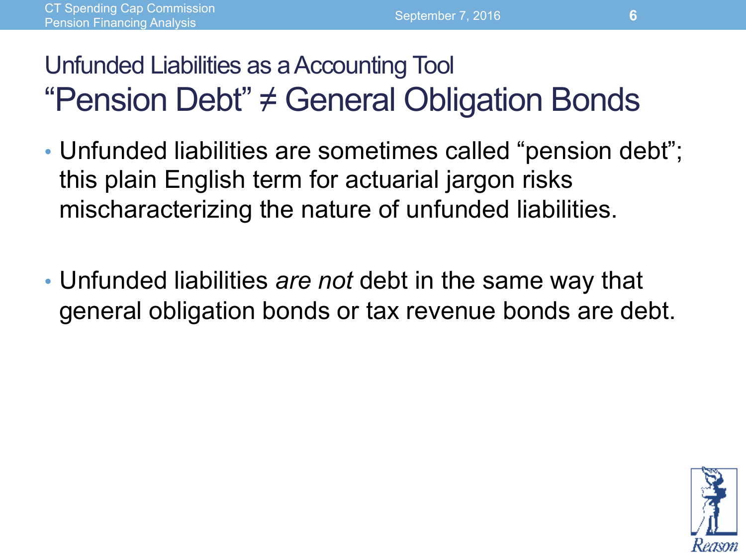## Unfundeded Liabilities as a Accounting Tool

# “Pension Debt” ≠ General Obligation Bonds

- Unfunded liabilities are sometimes called “pension debt”; this plain English term for actuarial jargon risks mischaracterizing the nature of unfunded liabilities.

- Unfunded liabilities *are not* debt in the same way that general obligation bonds or tax revenue bonds are debt.

## Unfunded Liabilities as a Accounting Tool

# “Pension Debt” ≠ General Obligation Bonds

- Unfunded liabilities are sometimes called “pension debt”; this plain English term for actuarial jargon risks mischaracterizing the nature of unfunded liabilities.

- Unfunded liabilities *are not* debt in the same way that general obligation bonds or tax revenue bonds are debt.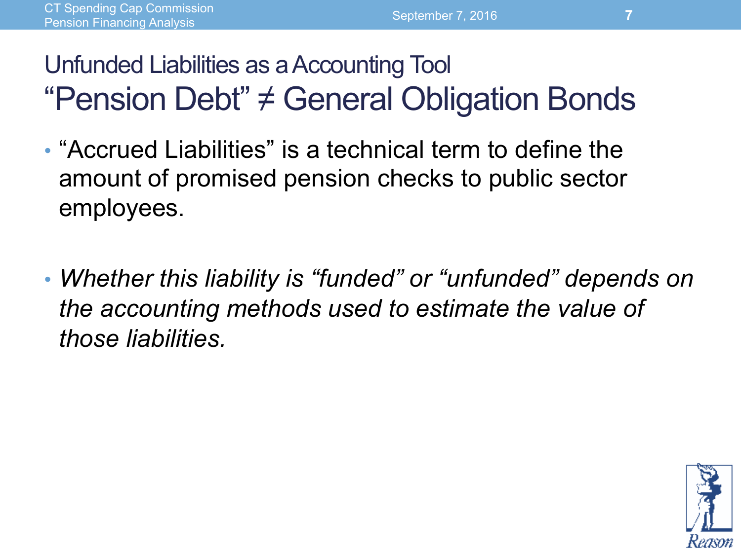## Unfundeded Liabilities as a Accounting Tool

# “Pension Debt” ≠ General Obligation Bonds

- “Accrued Liabilities” is a technical term to define the amount of promised pension checks to public sector employees.

- *Whether this liability is “funded” or “unfunded” depends on the accounting methods used to estimate the value of those liabilities.*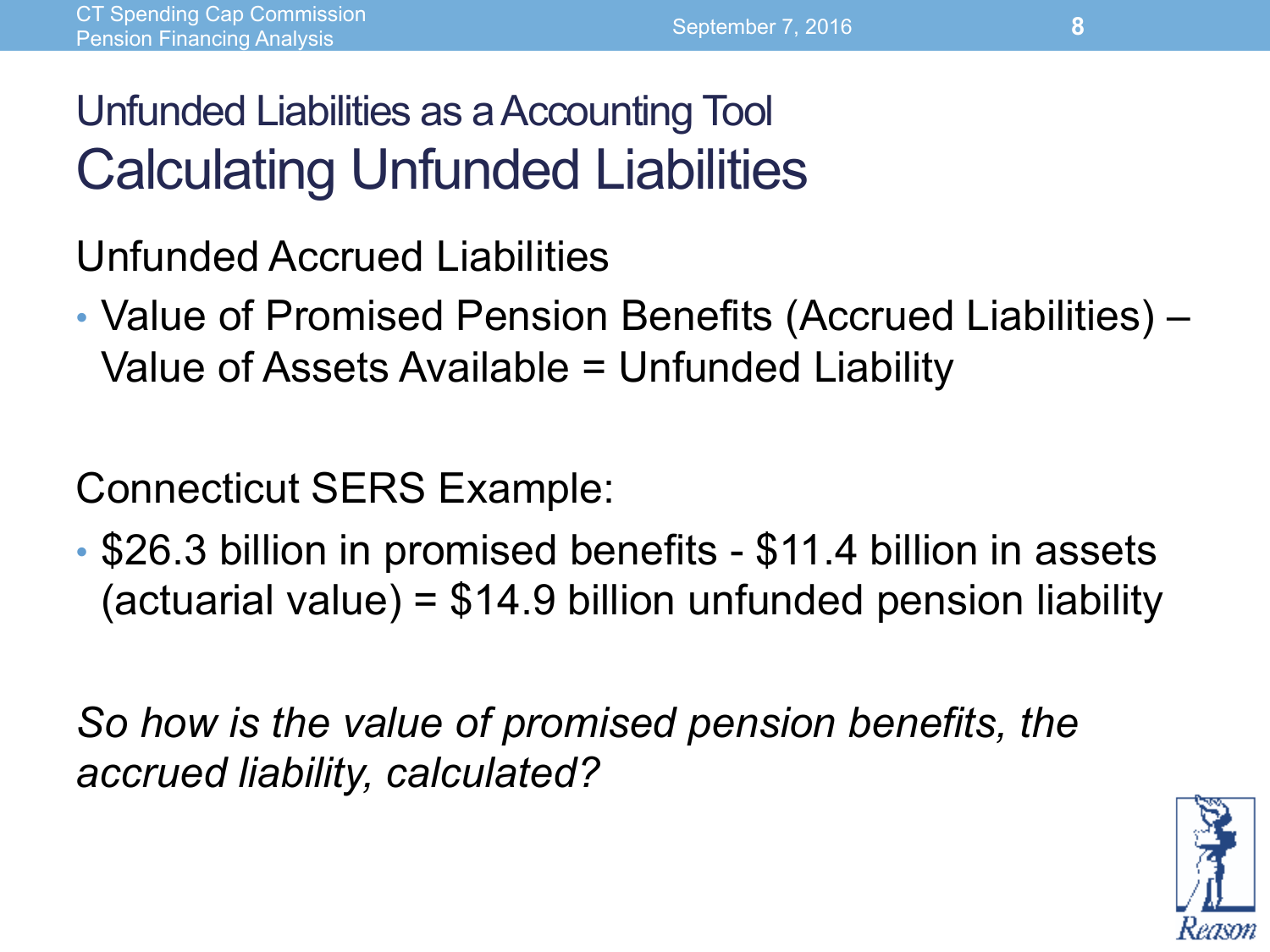## Unfunded Liabilities as a Accounting Tool

# Calculating Unfunded Liabilities

Unfunded Accrued Liabilities

- Value of Promised Pension Benefits (Accrued Liabilities) – Value of Assets Available = Unfunded Liability

Connecticut SERS Example:

- $26.3 billion in promised benefits - $11.4 billion in assets (actuarial value) = $14.9 billion unfunded pension liability

*So how is the value of promised pension benefits, the accrued liability, calculated?*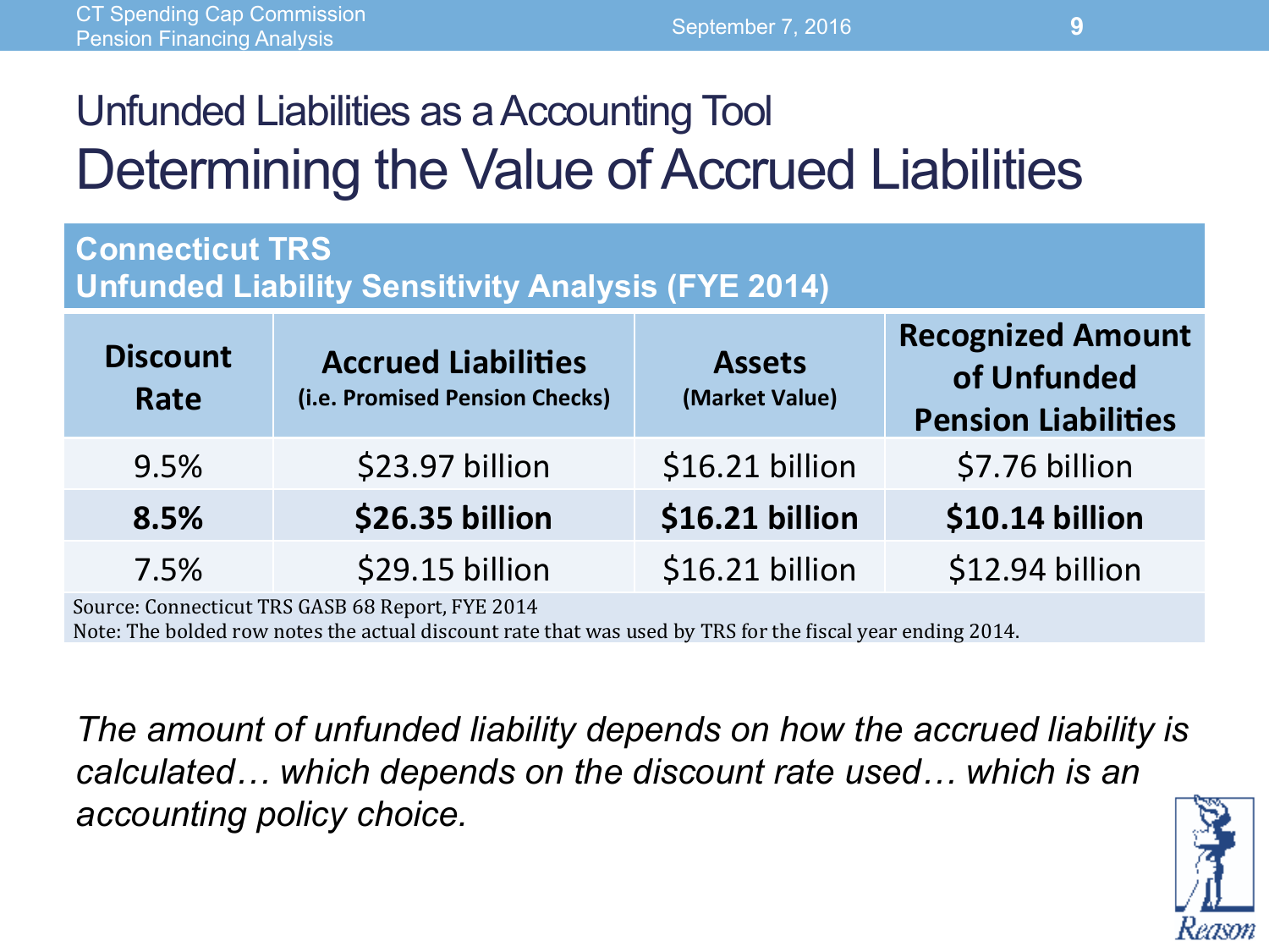## Unfunded Liabilities as a Accounting Tool

# Determining the Value of Accrued Liabilities

**Connecticut TRS**
**Unfunded Liability Sensitivity Analysis (FYE 2014)**

| Discount Rate | Accrued Liabilities (i.e. Promised Pension Checks) | Assets (Market Value) | Recognized Amount of Unfunded Pension Liabilities |
|---|---|---|---|
| 9.5% | $23.97 billion | $16.21 billion | $7.76 billion |
| **8.5%** | **$26.35 billion** | **$16.21 billion** | **$10.14 billion** |
| 7.5% | $29.15 billion | $16.21 billion | $12.94 billion |

Source: Connecticut TRS GASB 68 Report, FYE 2014
Note: The bolded row notes the actual discount rate that was used by TRS for the fiscal year ending 2014.

*The amount of unfunded liability depends on how the accrued liability is calculated… which depends on the discount rate used… which is an accounting policy choice.*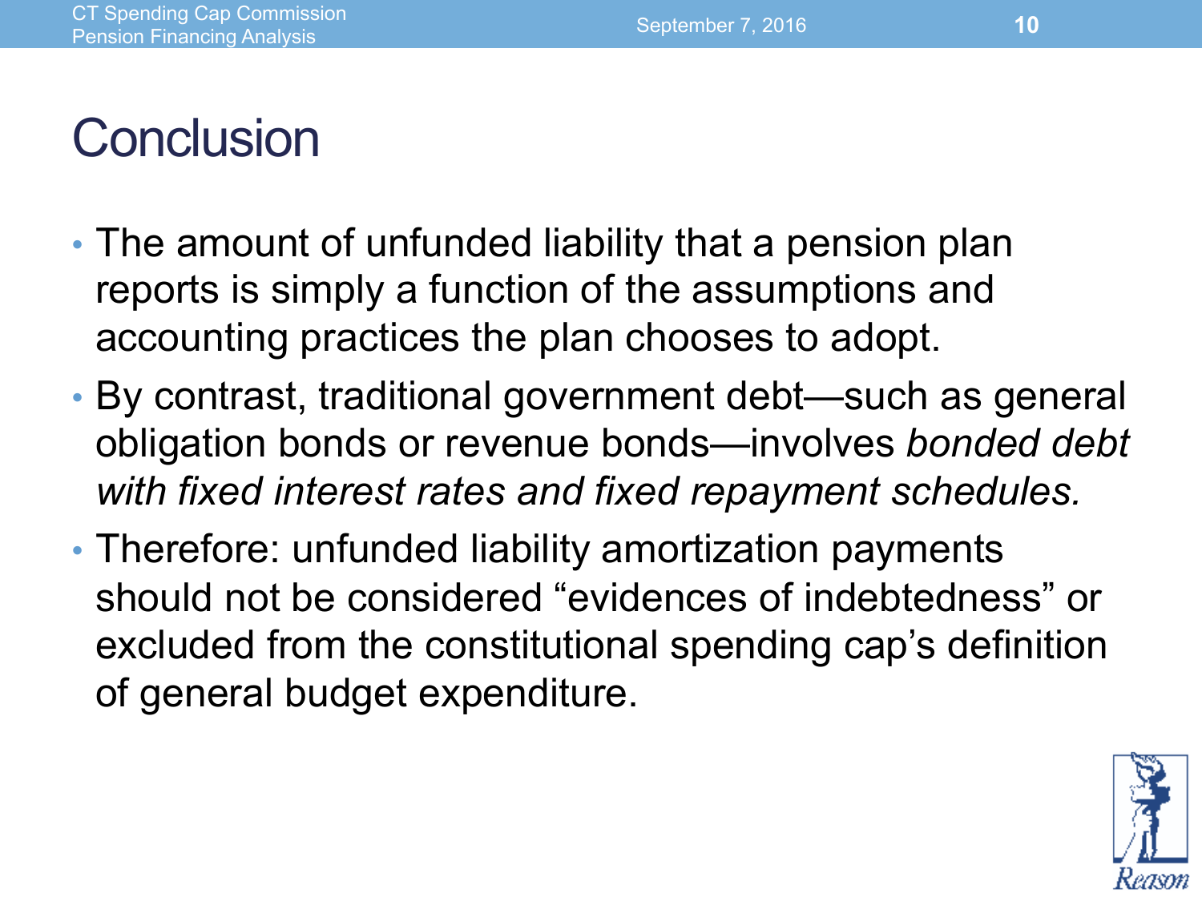# Conclusion

- The amount of unfunded liability that a pension plan reports is simply a function of the assumptions and accounting practices the plan chooses to adopt.
- By contrast, traditional government debt—such as general obligation bonds or revenue bonds—involves *bonded debt with fixed interest rates and fixed repayment schedules.*
- Therefore: unfunded liability amortization payments should not be considered "evidences of indebtedness" or excluded from the constitutional spending cap's definition of general budget expenditure.